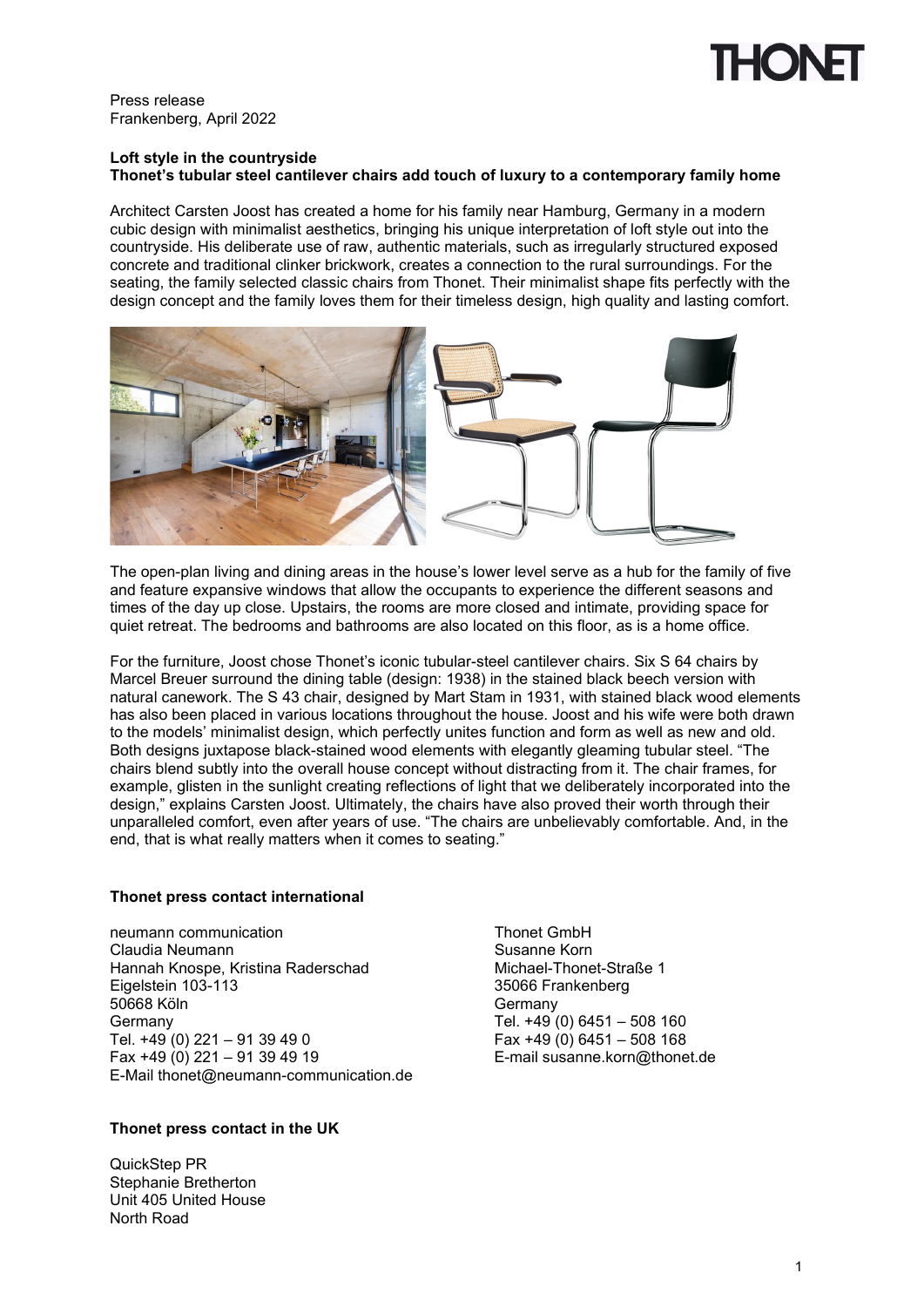Press release
Frankenberg, April 2022

**Loft style in the countryside**
**Thonet's tubular steel cantilever chairs add touch of luxury to a contemporary family home**

Architect Carsten Joost has created a home for his family near Hamburg, Germany in a modern cubic design with minimalist aesthetics, bringing his unique interpretation of loft style out into the countryside. His deliberate use of raw, authentic materials, such as irregularly structured exposed concrete and traditional clinker brickwork, creates a connection to the rural surroundings. For the seating, the family selected classic chairs from Thonet. Their minimalist shape fits perfectly with the design concept and the family loves them for their timeless design, high quality and lasting comfort.

The open-plan living and dining areas in the house's lower level serve as a hub for the family of five and feature expansive windows that allow the occupants to experience the different seasons and times of the day up close. Upstairs, the rooms are more closed and intimate, providing space for quiet retreat. The bedrooms and bathrooms are also located on this floor, as is a home office.

For the furniture, Joost chose Thonet's iconic tubular-steel cantilever chairs. Six S 64 chairs by Marcel Breuer surround the dining table (design: 1938) in the stained black beech version with natural canework. The S 43 chair, designed by Mart Stam in 1931, with stained black wood elements has also been placed in various locations throughout the house. Joost and his wife were both drawn to the models' minimalist design, which perfectly unites function and form as well as new and old. Both designs juxtapose black-stained wood elements with elegantly gleaming tubular steel. "The chairs blend subtly into the overall house concept without distracting from it. The chair frames, for example, glisten in the sunlight creating reflections of light that we deliberately incorporated into the design," explains Carsten Joost. Ultimately, the chairs have also proved their worth through their unparalleled comfort, even after years of use. "The chairs are unbelievably comfortable. And, in the end, that is what really matters when it comes to seating."

**Thonet press contact international**

neumann communication
Claudia Neumann
Hannah Knospe, Kristina Raderschad
Eigelstein 103-113
50668 Köln
Germany
Tel. +49 (0) 221 – 91 39 49 0
Fax +49 (0) 221 – 91 39 49 19
E-Mail thonet@neumann-communication.de

Thonet GmbH
Susanne Korn
Michael-Thonet-Straße 1
35066 Frankenberg
Germany
Tel. +49 (0) 6451 – 508 160
Fax +49 (0) 6451 – 508 168
E-mail susanne.korn@thonet.de

**Thonet press contact in the UK**

QuickStep PR
Stephanie Bretherton
Unit 405 United House
North Road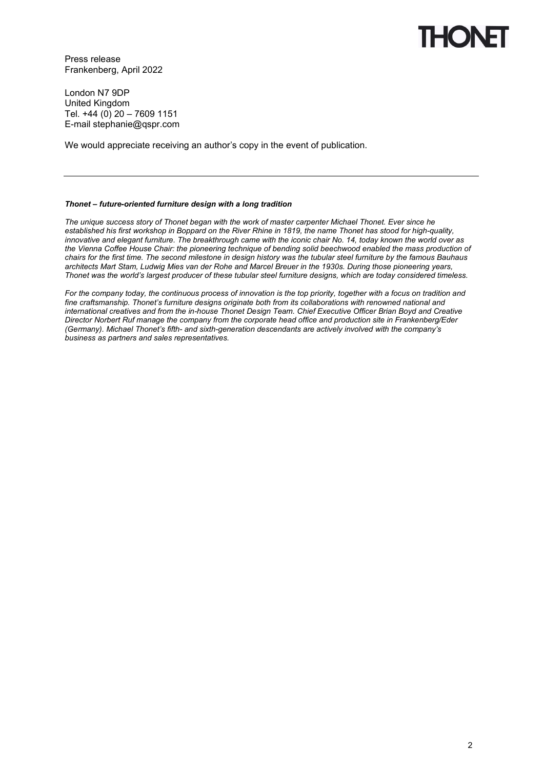Press release
Frankenberg, April 2022

London N7 9DP
United Kingdom
Tel. +44 (0) 20 – 7609 1151
E-mail stephanie@qspr.com

We would appreciate receiving an author's copy in the event of publication.

---

***Thonet – future-oriented furniture design with a long tradition***

*The unique success story of Thonet began with the work of master carpenter Michael Thonet. Ever since he established his first workshop in Boppard on the River Rhine in 1819, the name Thonet has stood for high-quality, innovative and elegant furniture. The breakthrough came with the iconic chair No. 14, today known the world over as the Vienna Coffee House Chair: the pioneering technique of bending solid beechwood enabled the mass production of chairs for the first time. The second milestone in design history was the tubular steel furniture by the famous Bauhaus architects Mart Stam, Ludwig Mies van der Rohe and Marcel Breuer in the 1930s. During those pioneering years, Thonet was the world's largest producer of these tubular steel furniture designs, which are today considered timeless.*

*For the company today, the continuous process of innovation is the top priority, together with a focus on tradition and fine craftsmanship. Thonet's furniture designs originate both from its collaborations with renowned national and international creatives and from the in-house Thonet Design Team. Chief Executive Officer Brian Boyd and Creative Director Norbert Ruf manage the company from the corporate head office and production site in Frankenberg/Eder (Germany). Michael Thonet's fifth- and sixth-generation descendants are actively involved with the company's business as partners and sales representatives.*